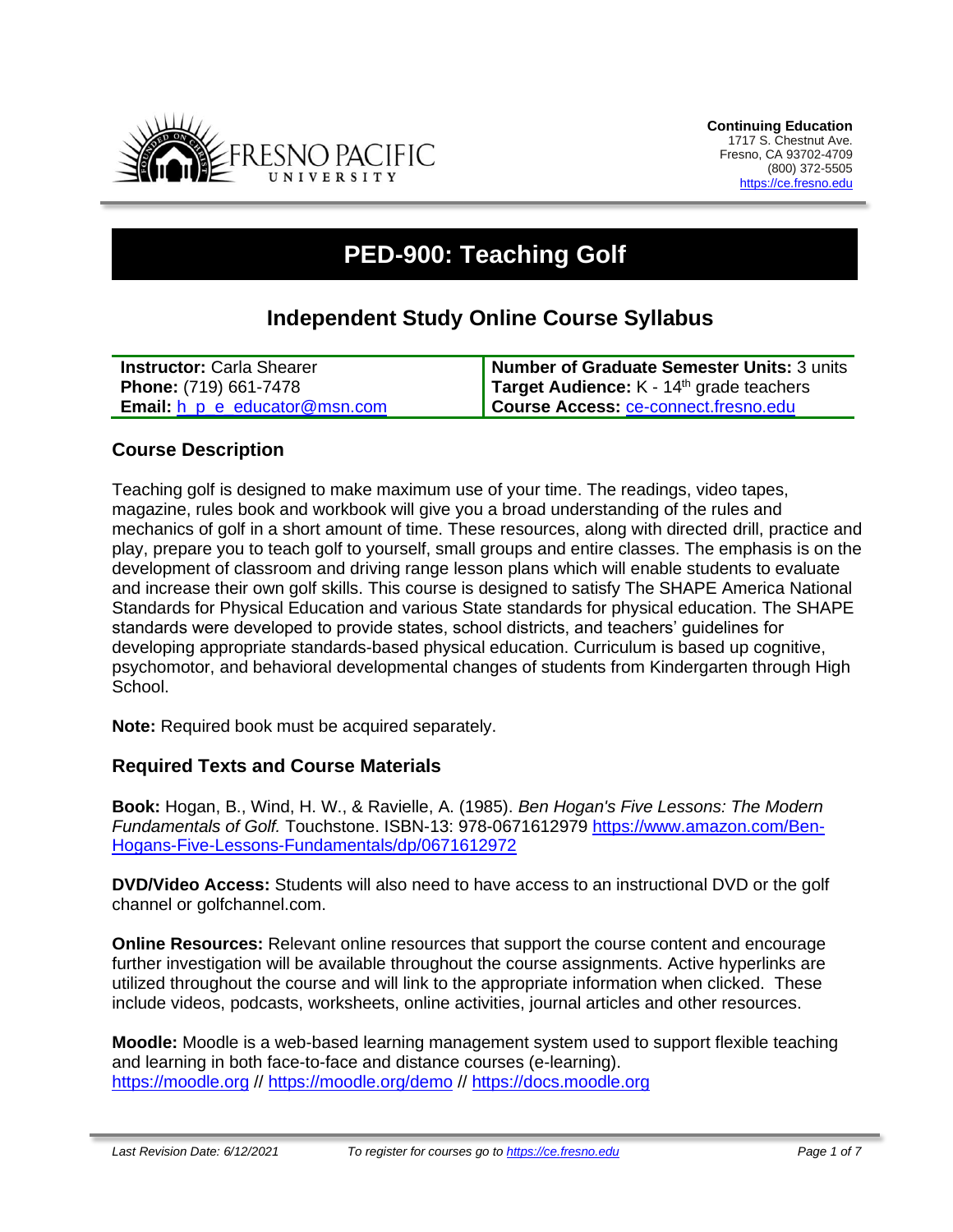**Continuing Education**
1717 S. Chestnut Ave.
Fresno, CA 93702-4709
(800) 372-5505
https://ce.fresno.edu

# PED-900: Teaching Golf

## Independent Study Online Course Syllabus

| **Instructor:** Carla Shearer | **Number of Graduate Semester Units:** 3 units |
|---|---|
| **Phone:** (719) 661-7478 | **Target Audience:** K - 14th grade teachers |
| **Email:** h_p_e_educator@msn.com | **Course Access:** ce-connect.fresno.edu |

### Course Description

Teaching golf is designed to make maximum use of your time. The readings, video tapes, magazine, rules book and workbook will give you a broad understanding of the rules and mechanics of golf in a short amount of time. These resources, along with directed drill, practice and play, prepare you to teach golf to yourself, small groups and entire classes. The emphasis is on the development of classroom and driving range lesson plans which will enable students to evaluate and increase their own golf skills. This course is designed to satisfy The SHAPE America National Standards for Physical Education and various State standards for physical education. The SHAPE standards were developed to provide states, school districts, and teachers' guidelines for developing appropriate standards-based physical education. Curriculum is based up cognitive, psychomotor, and behavioral developmental changes of students from Kindergarten through High School.

**Note:** Required book must be acquired separately.

### Required Texts and Course Materials

**Book:** Hogan, B., Wind, H. W., & Ravielle, A. (1985). *Ben Hogan's Five Lessons: The Modern Fundamentals of Golf.* Touchstone. ISBN-13: 978-0671612979 https://www.amazon.com/Ben-Hogans-Five-Lessons-Fundamentals/dp/0671612972

**DVD/Video Access:** Students will also need to have access to an instructional DVD or the golf channel or golfchannel.com.

**Online Resources:** Relevant online resources that support the course content and encourage further investigation will be available throughout the course assignments. Active hyperlinks are utilized throughout the course and will link to the appropriate information when clicked. These include videos, podcasts, worksheets, online activities, journal articles and other resources.

**Moodle:** Moodle is a web-based learning management system used to support flexible teaching and learning in both face-to-face and distance courses (e-learning). https://moodle.org // https://moodle.org/demo // https://docs.moodle.org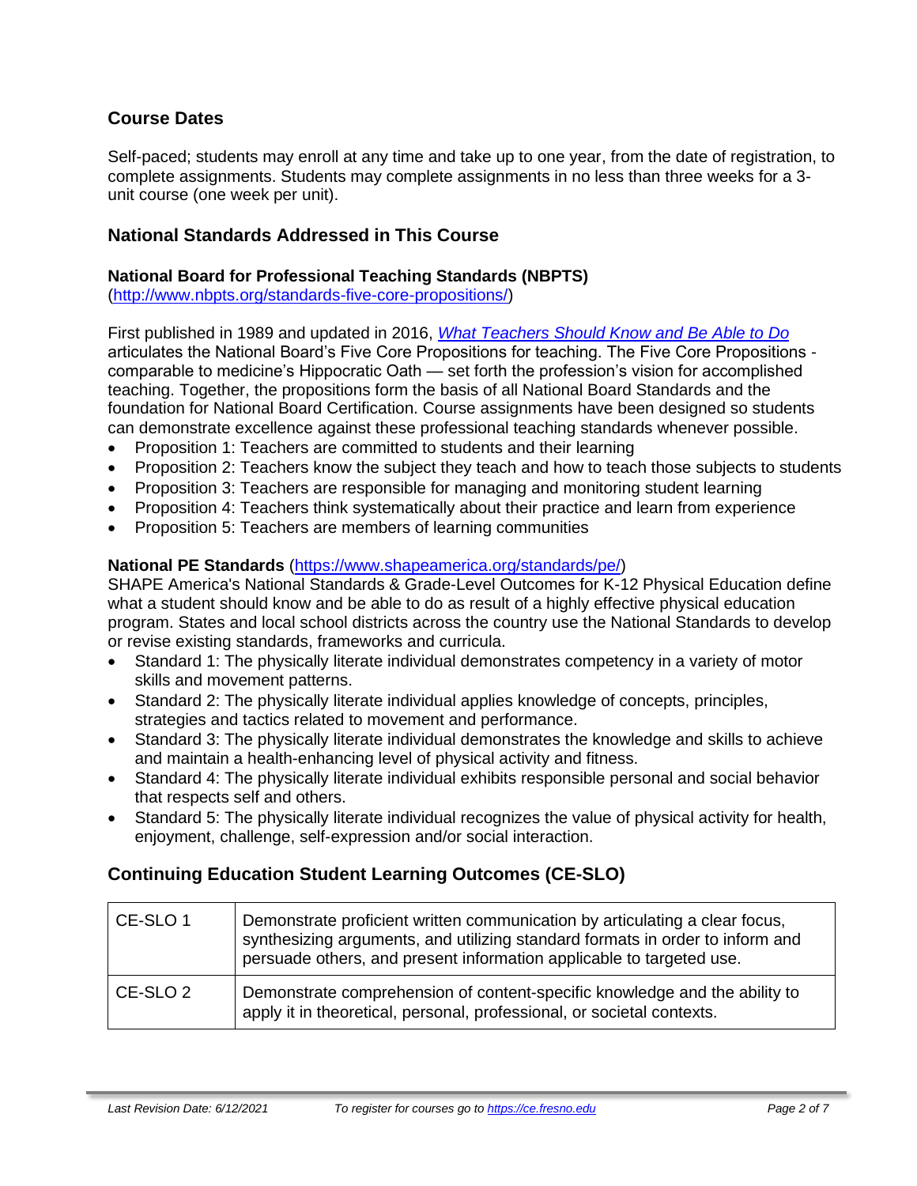## Course Dates

Self-paced; students may enroll at any time and take up to one year, from the date of registration, to complete assignments. Students may complete assignments in no less than three weeks for a 3-unit course (one week per unit).

## National Standards Addressed in This Course

### National Board for Professional Teaching Standards (NBPTS)

([http://www.nbpts.org/standards-five-core-propositions/](http://www.nbpts.org/standards-five-core-propositions/))

First published in 1989 and updated in 2016, *[What Teachers Should Know and Be Able to Do](http://www.nbpts.org/standards-five-core-propositions/)* articulates the National Board's Five Core Propositions for teaching. The Five Core Propositions - comparable to medicine's Hippocratic Oath — set forth the profession's vision for accomplished teaching. Together, the propositions form the basis of all National Board Standards and the foundation for National Board Certification. Course assignments have been designed so students can demonstrate excellence against these professional teaching standards whenever possible.

- Proposition 1: Teachers are committed to students and their learning
- Proposition 2: Teachers know the subject they teach and how to teach those subjects to students
- Proposition 3: Teachers are responsible for managing and monitoring student learning
- Proposition 4: Teachers think systematically about their practice and learn from experience
- Proposition 5: Teachers are members of learning communities

**National PE Standards** ([https://www.shapeamerica.org/standards/pe/](https://www.shapeamerica.org/standards/pe/))
SHAPE America's National Standards & Grade-Level Outcomes for K-12 Physical Education define what a student should know and be able to do as result of a highly effective physical education program. States and local school districts across the country use the National Standards to develop or revise existing standards, frameworks and curricula.

- Standard 1: The physically literate individual demonstrates competency in a variety of motor skills and movement patterns.
- Standard 2: The physically literate individual applies knowledge of concepts, principles, strategies and tactics related to movement and performance.
- Standard 3: The physically literate individual demonstrates the knowledge and skills to achieve and maintain a health-enhancing level of physical activity and fitness.
- Standard 4: The physically literate individual exhibits responsible personal and social behavior that respects self and others.
- Standard 5: The physically literate individual recognizes the value of physical activity for health, enjoyment, challenge, self-expression and/or social interaction.

## Continuing Education Student Learning Outcomes (CE-SLO)

| | |
|---|---|
| CE-SLO 1 | Demonstrate proficient written communication by articulating a clear focus, synthesizing arguments, and utilizing standard formats in order to inform and persuade others, and present information applicable to targeted use. |
| CE-SLO 2 | Demonstrate comprehension of content-specific knowledge and the ability to apply it in theoretical, personal, professional, or societal contexts. |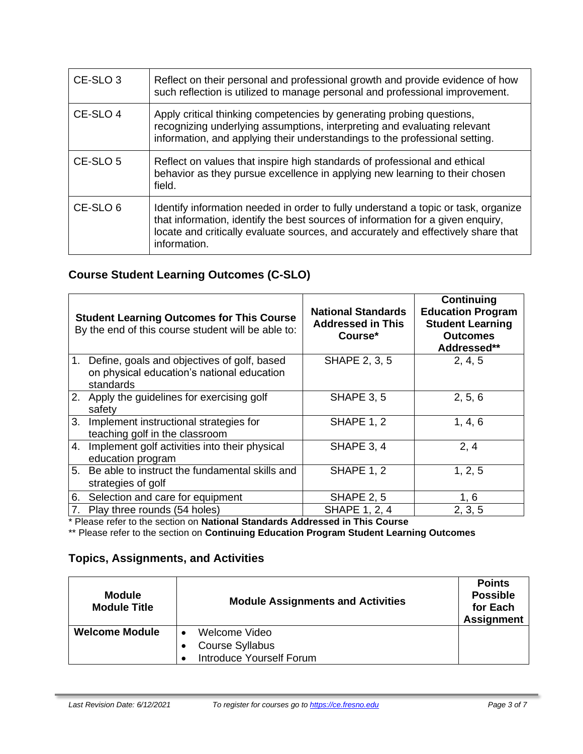| CE-SLO 3 | Reflect on their personal and professional growth and provide evidence of how such reflection is utilized to manage personal and professional improvement. |
|---|---|
| CE-SLO 4 | Apply critical thinking competencies by generating probing questions, recognizing underlying assumptions, interpreting and evaluating relevant information, and applying their understandings to the professional setting. |
| CE-SLO 5 | Reflect on values that inspire high standards of professional and ethical behavior as they pursue excellence in applying new learning to their chosen field. |
| CE-SLO 6 | Identify information needed in order to fully understand a topic or task, organize that information, identify the best sources of information for a given enquiry, locate and critically evaluate sources, and accurately and effectively share that information. |

## Course Student Learning Outcomes (C-SLO)

| **Student Learning Outcomes for This Course** By the end of this course student will be able to: | **National Standards Addressed in This Course*** | **Continuing Education Program Student Learning Outcomes Addressed**** |
|---|---|---|
| 1. Define, goals and objectives of golf, based on physical education's national education standards | SHAPE 2, 3, 5 | 2, 4, 5 |
| 2. Apply the guidelines for exercising golf safety | SHAPE 3, 5 | 2, 5, 6 |
| 3. Implement instructional strategies for teaching golf in the classroom | SHAPE 1, 2 | 1, 4, 6 |
| 4. Implement golf activities into their physical education program | SHAPE 3, 4 | 2, 4 |
| 5. Be able to instruct the fundamental skills and strategies of golf | SHAPE 1, 2 | 1, 2, 5 |
| 6. Selection and care for equipment | SHAPE 2, 5 | 1, 6 |
| 7. Play three rounds (54 holes) | SHAPE 1, 2, 4 | 2, 3, 5 |

* Please refer to the section on **National Standards Addressed in This Course**

** Please refer to the section on **Continuing Education Program Student Learning Outcomes**

## Topics, Assignments, and Activities

| **Module Module Title** | **Module Assignments and Activities** | **Points Possible for Each Assignment** |
|---|---|---|
| **Welcome Module** | • Welcome Video<br>• Course Syllabus<br>• Introduce Yourself Forum | |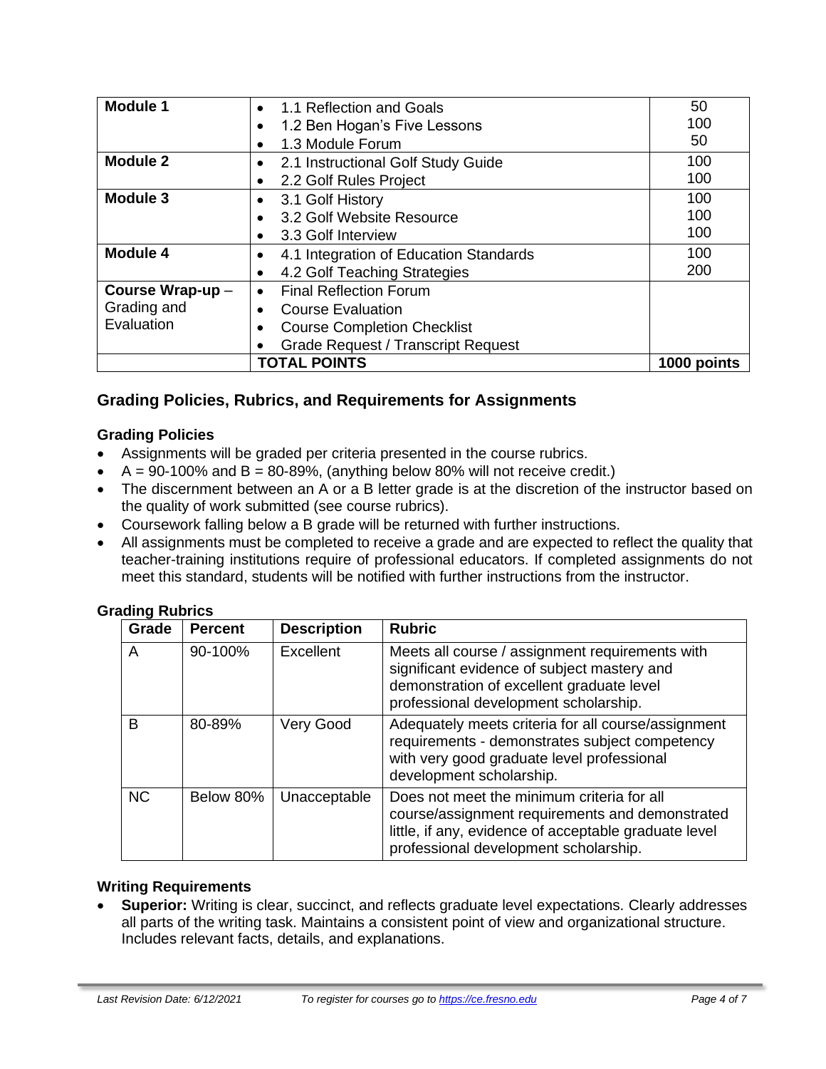| | | |
|---|---|---|
| **Module 1** | • 1.1 Reflection and Goals<br>• 1.2 Ben Hogan's Five Lessons<br>• 1.3 Module Forum | 50<br>100<br>50 |
| **Module 2** | • 2.1 Instructional Golf Study Guide<br>• 2.2 Golf Rules Project | 100<br>100 |
| **Module 3** | • 3.1 Golf History<br>• 3.2 Golf Website Resource<br>• 3.3 Golf Interview | 100<br>100<br>100 |
| **Module 4** | • 4.1 Integration of Education Standards<br>• 4.2 Golf Teaching Strategies | 100<br>200 |
| **Course Wrap-up** – Grading and Evaluation | • Final Reflection Forum<br>• Course Evaluation<br>• Course Completion Checklist<br>• Grade Request / Transcript Request | |
| | **TOTAL POINTS** | **1000 points** |

## Grading Policies, Rubrics, and Requirements for Assignments

### Grading Policies

- Assignments will be graded per criteria presented in the course rubrics.
- A = 90-100% and B = 80-89%, (anything below 80% will not receive credit.)
- The discernment between an A or a B letter grade is at the discretion of the instructor based on the quality of work submitted (see course rubrics).
- Coursework falling below a B grade will be returned with further instructions.
- All assignments must be completed to receive a grade and are expected to reflect the quality that teacher-training institutions require of professional educators. If completed assignments do not meet this standard, students will be notified with further instructions from the instructor.

### Grading Rubrics

| Grade | Percent | Description | Rubric |
|---|---|---|---|
| A | 90-100% | Excellent | Meets all course / assignment requirements with significant evidence of subject mastery and demonstration of excellent graduate level professional development scholarship. |
| B | 80-89% | Very Good | Adequately meets criteria for all course/assignment requirements - demonstrates subject competency with very good graduate level professional development scholarship. |
| NC | Below 80% | Unacceptable | Does not meet the minimum criteria for all course/assignment requirements and demonstrated little, if any, evidence of acceptable graduate level professional development scholarship. |

### Writing Requirements

- **Superior:** Writing is clear, succinct, and reflects graduate level expectations. Clearly addresses all parts of the writing task. Maintains a consistent point of view and organizational structure. Includes relevant facts, details, and explanations.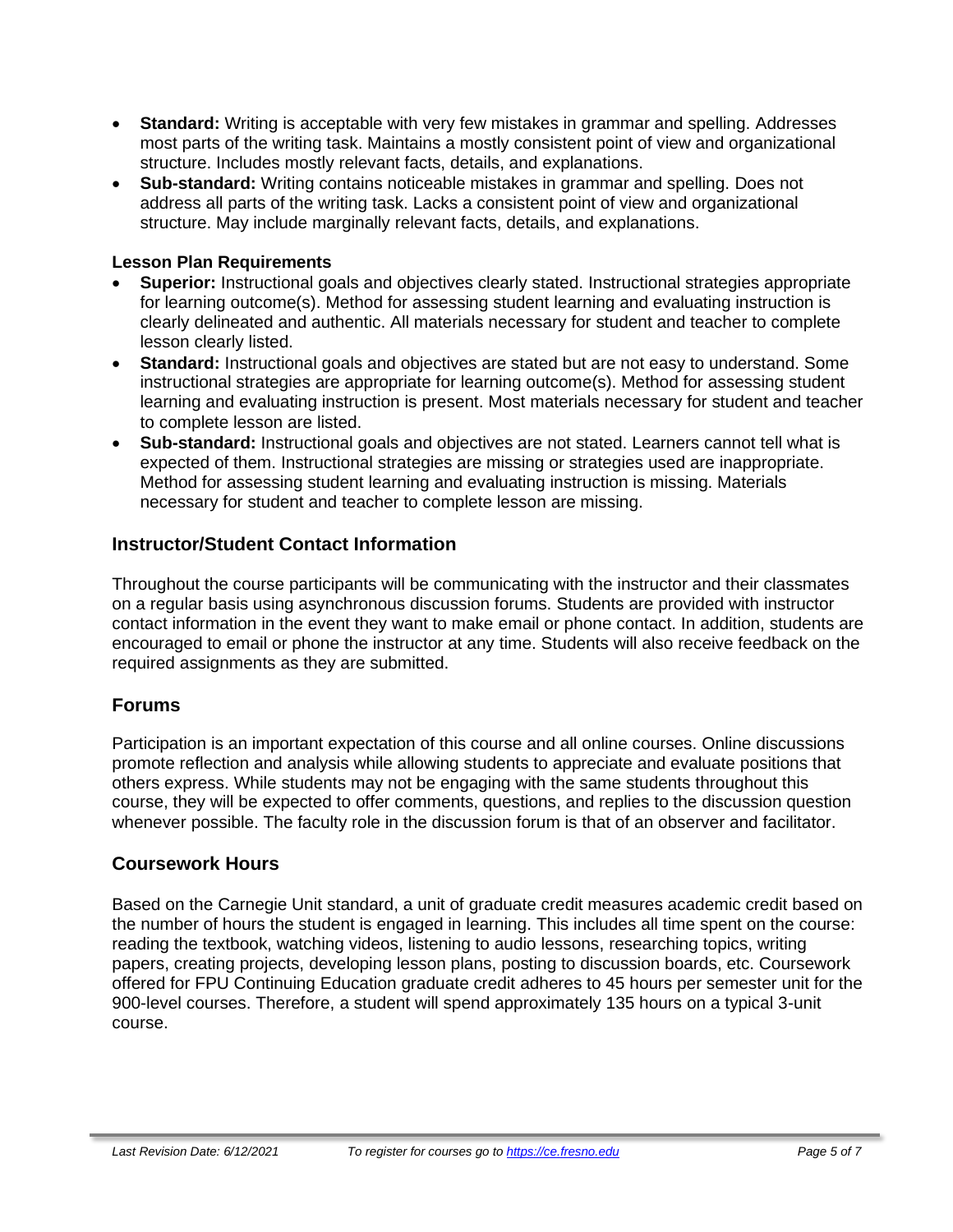- **Standard:** Writing is acceptable with very few mistakes in grammar and spelling. Addresses most parts of the writing task. Maintains a mostly consistent point of view and organizational structure. Includes mostly relevant facts, details, and explanations.
- **Sub-standard:** Writing contains noticeable mistakes in grammar and spelling. Does not address all parts of the writing task. Lacks a consistent point of view and organizational structure. May include marginally relevant facts, details, and explanations.

**Lesson Plan Requirements**

- **Superior:** Instructional goals and objectives clearly stated. Instructional strategies appropriate for learning outcome(s). Method for assessing student learning and evaluating instruction is clearly delineated and authentic. All materials necessary for student and teacher to complete lesson clearly listed.
- **Standard:** Instructional goals and objectives are stated but are not easy to understand. Some instructional strategies are appropriate for learning outcome(s). Method for assessing student learning and evaluating instruction is present. Most materials necessary for student and teacher to complete lesson are listed.
- **Sub-standard:** Instructional goals and objectives are not stated. Learners cannot tell what is expected of them. Instructional strategies are missing or strategies used are inappropriate. Method for assessing student learning and evaluating instruction is missing. Materials necessary for student and teacher to complete lesson are missing.

## Instructor/Student Contact Information

Throughout the course participants will be communicating with the instructor and their classmates on a regular basis using asynchronous discussion forums. Students are provided with instructor contact information in the event they want to make email or phone contact. In addition, students are encouraged to email or phone the instructor at any time. Students will also receive feedback on the required assignments as they are submitted.

## Forums

Participation is an important expectation of this course and all online courses. Online discussions promote reflection and analysis while allowing students to appreciate and evaluate positions that others express. While students may not be engaging with the same students throughout this course, they will be expected to offer comments, questions, and replies to the discussion question whenever possible. The faculty role in the discussion forum is that of an observer and facilitator.

## Coursework Hours

Based on the Carnegie Unit standard, a unit of graduate credit measures academic credit based on the number of hours the student is engaged in learning. This includes all time spent on the course: reading the textbook, watching videos, listening to audio lessons, researching topics, writing papers, creating projects, developing lesson plans, posting to discussion boards, etc. Coursework offered for FPU Continuing Education graduate credit adheres to 45 hours per semester unit for the 900-level courses. Therefore, a student will spend approximately 135 hours on a typical 3-unit course.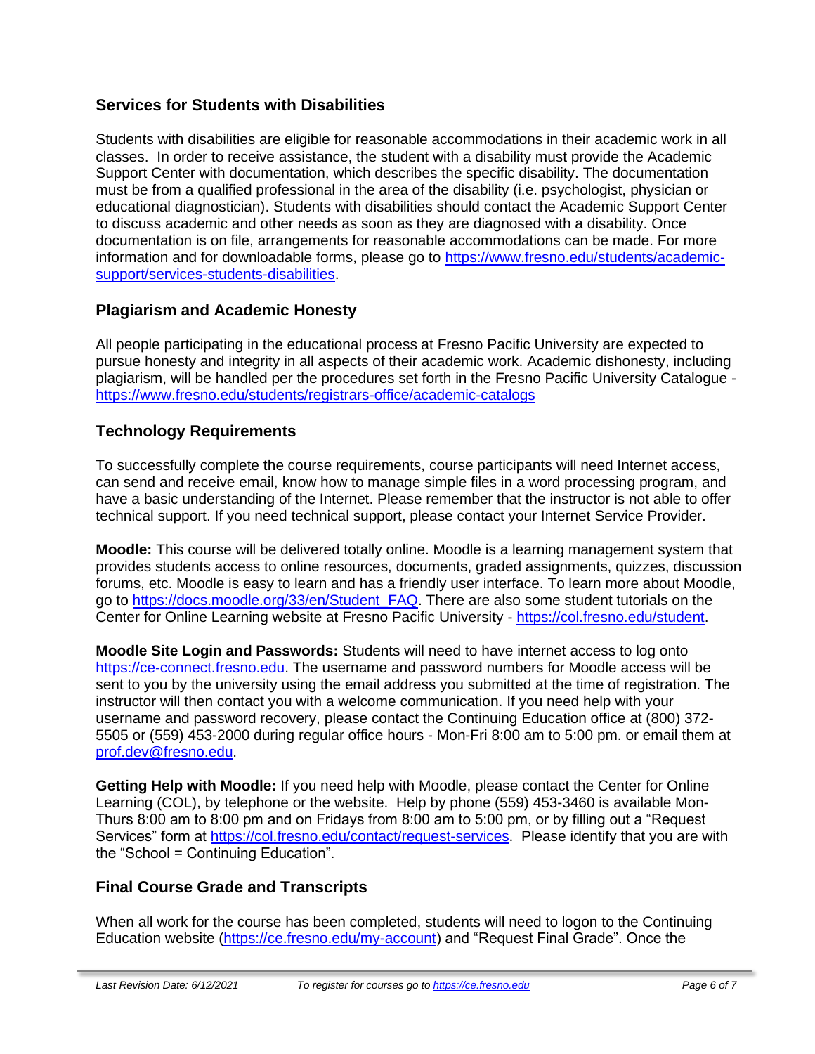## Services for Students with Disabilities

Students with disabilities are eligible for reasonable accommodations in their academic work in all classes. In order to receive assistance, the student with a disability must provide the Academic Support Center with documentation, which describes the specific disability. The documentation must be from a qualified professional in the area of the disability (i.e. psychologist, physician or educational diagnostician). Students with disabilities should contact the Academic Support Center to discuss academic and other needs as soon as they are diagnosed with a disability. Once documentation is on file, arrangements for reasonable accommodations can be made. For more information and for downloadable forms, please go to https://www.fresno.edu/students/academic-support/services-students-disabilities.

## Plagiarism and Academic Honesty

All people participating in the educational process at Fresno Pacific University are expected to pursue honesty and integrity in all aspects of their academic work. Academic dishonesty, including plagiarism, will be handled per the procedures set forth in the Fresno Pacific University Catalogue - https://www.fresno.edu/students/registrars-office/academic-catalogs

## Technology Requirements

To successfully complete the course requirements, course participants will need Internet access, can send and receive email, know how to manage simple files in a word processing program, and have a basic understanding of the Internet. Please remember that the instructor is not able to offer technical support. If you need technical support, please contact your Internet Service Provider.

**Moodle:** This course will be delivered totally online. Moodle is a learning management system that provides students access to online resources, documents, graded assignments, quizzes, discussion forums, etc. Moodle is easy to learn and has a friendly user interface. To learn more about Moodle, go to https://docs.moodle.org/33/en/Student_FAQ. There are also some student tutorials on the Center for Online Learning website at Fresno Pacific University - https://col.fresno.edu/student.

**Moodle Site Login and Passwords:** Students will need to have internet access to log onto https://ce-connect.fresno.edu. The username and password numbers for Moodle access will be sent to you by the university using the email address you submitted at the time of registration. The instructor will then contact you with a welcome communication. If you need help with your username and password recovery, please contact the Continuing Education office at (800) 372-5505 or (559) 453-2000 during regular office hours - Mon-Fri 8:00 am to 5:00 pm. or email them at prof.dev@fresno.edu.

**Getting Help with Moodle:** If you need help with Moodle, please contact the Center for Online Learning (COL), by telephone or the website. Help by phone (559) 453-3460 is available Mon-Thurs 8:00 am to 8:00 pm and on Fridays from 8:00 am to 5:00 pm, or by filling out a "Request Services" form at https://col.fresno.edu/contact/request-services. Please identify that you are with the "School = Continuing Education".

## Final Course Grade and Transcripts

When all work for the course has been completed, students will need to logon to the Continuing Education website (https://ce.fresno.edu/my-account) and "Request Final Grade". Once the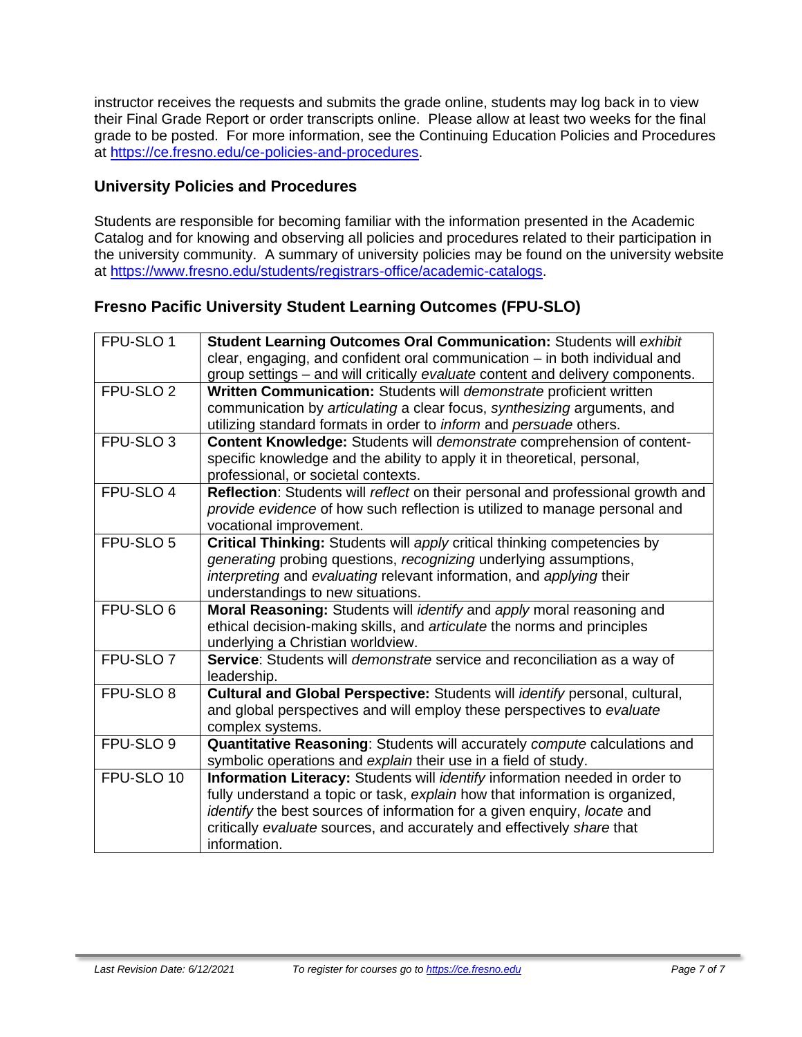instructor receives the requests and submits the grade online, students may log back in to view their Final Grade Report or order transcripts online. Please allow at least two weeks for the final grade to be posted. For more information, see the Continuing Education Policies and Procedures at https://ce.fresno.edu/ce-policies-and-procedures.

## University Policies and Procedures

Students are responsible for becoming familiar with the information presented in the Academic Catalog and for knowing and observing all policies and procedures related to their participation in the university community. A summary of university policies may be found on the university website at https://www.fresno.edu/students/registrars-office/academic-catalogs.

## Fresno Pacific University Student Learning Outcomes (FPU-SLO)

| | |
|---|---|
| FPU-SLO 1 | **Student Learning Outcomes Oral Communication:** Students will *exhibit* clear, engaging, and confident oral communication – in both individual and group settings – and will critically *evaluate* content and delivery components. |
| FPU-SLO 2 | **Written Communication:** Students will *demonstrate* proficient written communication by *articulating* a clear focus, *synthesizing* arguments, and utilizing standard formats in order to *inform* and *persuade* others. |
| FPU-SLO 3 | **Content Knowledge:** Students will *demonstrate* comprehension of content-specific knowledge and the ability to apply it in theoretical, personal, professional, or societal contexts. |
| FPU-SLO 4 | **Reflection**: Students will *reflect* on their personal and professional growth and *provide evidence* of how such reflection is utilized to manage personal and vocational improvement. |
| FPU-SLO 5 | **Critical Thinking:** Students will *apply* critical thinking competencies by *generating* probing questions, *recognizing* underlying assumptions, *interpreting* and *evaluating* relevant information, and *applying* their understandings to new situations. |
| FPU-SLO 6 | **Moral Reasoning:** Students will *identify* and *apply* moral reasoning and ethical decision-making skills, and *articulate* the norms and principles underlying a Christian worldview. |
| FPU-SLO 7 | **Service**: Students will *demonstrate* service and reconciliation as a way of leadership. |
| FPU-SLO 8 | **Cultural and Global Perspective:** Students will *identify* personal, cultural, and global perspectives and will employ these perspectives to *evaluate* complex systems. |
| FPU-SLO 9 | **Quantitative Reasoning**: Students will accurately *compute* calculations and symbolic operations and *explain* their use in a field of study. |
| FPU-SLO 10 | **Information Literacy:** Students will *identify* information needed in order to fully understand a topic or task, *explain* how that information is organized, *identify* the best sources of information for a given enquiry, *locate* and critically *evaluate* sources, and accurately and effectively *share* that information. |